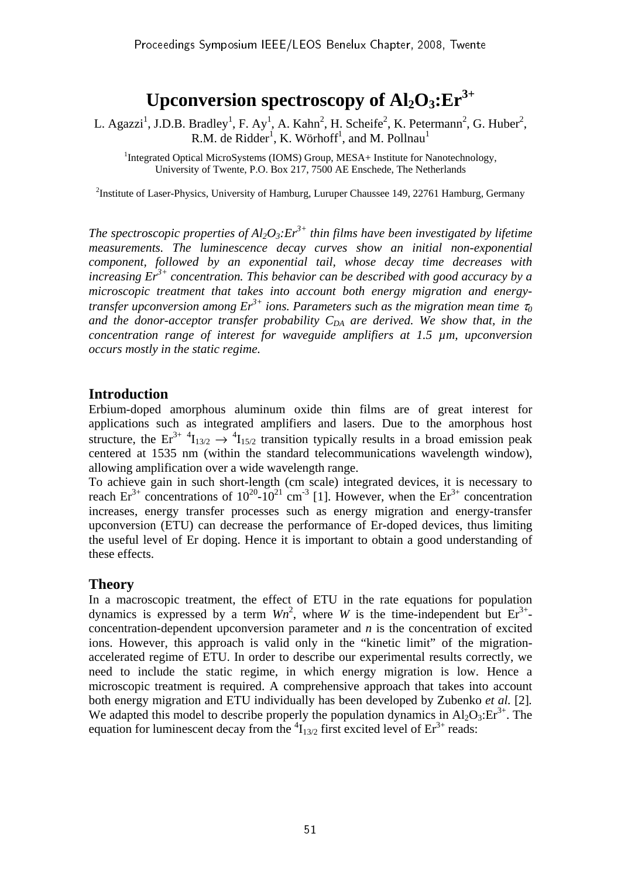# Upconversion spectroscopy of $Al_2O_3$:$Er^{3+}$

L. Agazzi[1], J.D.B. Bradley[1], F. Ay[1], A. Kahn[2], H. Scheife[2], K. Petermann[2], G. Huber[2], R.M. de Ridder[1], K. Wörhoff[1], and M. Pollnau[1]

[1]Integrated Optical MicroSystems (IOMS) Group, MESA+ Institute for Nanotechnology, University of Twente, P.O. Box 217, 7500 AE Enschede, The Netherlands

[2]Institute of Laser-Physics, University of Hamburg, Luruper Chaussee 149, 22761 Hamburg, Germany

*The spectroscopic properties of $Al_2O_3$:$Er^{3+}$ thin films have been investigated by lifetime measurements. The luminescence decay curves show an initial non-exponential component, followed by an exponential tail, whose decay time decreases with increasing $Er^{3+}$ concentration. This behavior can be described with good accuracy by a microscopic treatment that takes into account both energy migration and energy-transfer upconversion among $Er^{3+}$ ions. Parameters such as the migration mean time $\tau_0$ and the donor-acceptor transfer probability $C_{DA}$ are derived. We show that, in the concentration range of interest for waveguide amplifiers at 1.5 µm, upconversion occurs mostly in the static regime.*

## Introduction

Erbium-doped amorphous aluminum oxide thin films are of great interest for applications such as integrated amplifiers and lasers. Due to the amorphous host structure, the $Er^{3+}$ $^4I_{13/2} \rightarrow {}^4I_{15/2}$ transition typically results in a broad emission peak centered at 1535 nm (within the standard telecommunications wavelength window), allowing amplification over a wide wavelength range.

To achieve gain in such short-length (cm scale) integrated devices, it is necessary to reach $Er^{3+}$ concentrations of $10^{20}$-$10^{21}$ $cm^{-3}$ [1]. However, when the $Er^{3+}$ concentration increases, energy transfer processes such as energy migration and energy-transfer upconversion (ETU) can decrease the performance of Er-doped devices, thus limiting the useful level of Er doping. Hence it is important to obtain a good understanding of these effects.

## Theory

In a macroscopic treatment, the effect of ETU in the rate equations for population dynamics is expressed by a term $Wn^2$, where $W$ is the time-independent but $Er^{3+}$-concentration-dependent upconversion parameter and $n$ is the concentration of excited ions. However, this approach is valid only in the "kinetic limit" of the migration-accelerated regime of ETU. In order to describe our experimental results correctly, we need to include the static regime, in which energy migration is low. Hence a microscopic treatment is required. A comprehensive approach that takes into account both energy migration and ETU individually has been developed by Zubenko *et al.* [2]. We adapted this model to describe properly the population dynamics in $Al_2O_3$:$Er^{3+}$. The equation for luminescent decay from the $^4I_{13/2}$ first excited level of $Er^{3+}$ reads: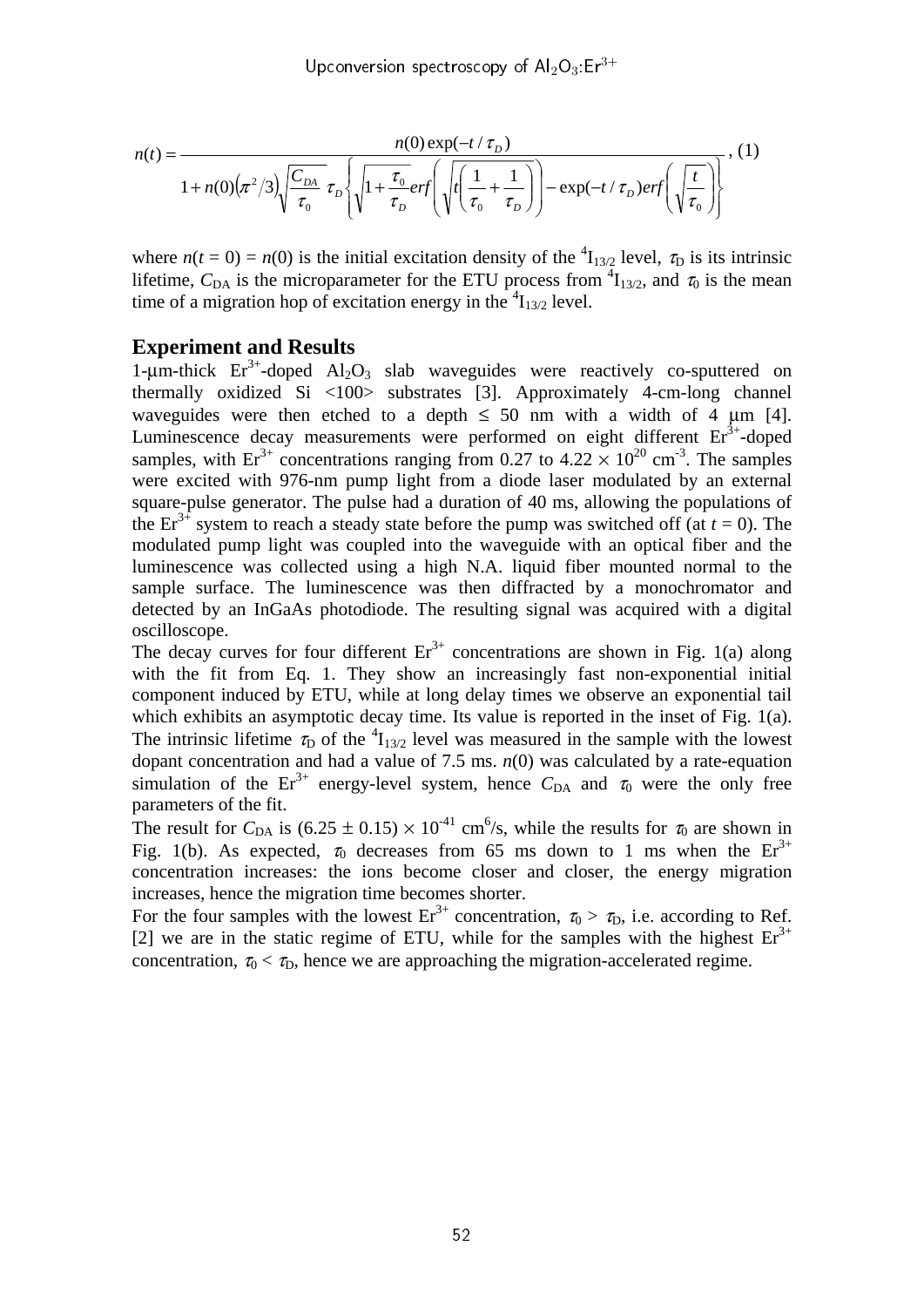$$n(t) = \frac{n(0)\exp(-t/\tau_D)}{1 + n(0)\left(\pi^2/3\right)\sqrt{\frac{C_{DA}}{\tau_0}}\ \tau_D\left\{\sqrt{1+\frac{\tau_0}{\tau_D}}erf\left(\sqrt{t\left(\frac{1}{\tau_0}+\frac{1}{\tau_D}\right)}\right) - \exp(-t/\tau_D)erf\left(\sqrt{\frac{t}{\tau_0}}\right)\right\}}, \quad (1)$$

where $n(t = 0) = n(0)$ is the initial excitation density of the $^4I_{13/2}$ level, $\tau_D$ is its intrinsic lifetime, $C_{DA}$ is the microparameter for the ETU process from $^4I_{13/2}$, and $\tau_0$ is the mean time of a migration hop of excitation energy in the $^4I_{13/2}$ level.

## Experiment and Results

1-μm-thick $Er^{3+}$-doped $Al_2O_3$ slab waveguides were reactively co-sputtered on thermally oxidized Si <100> substrates [3]. Approximately 4-cm-long channel waveguides were then etched to a depth ≤ 50 nm with a width of 4 μm [4]. Luminescence decay measurements were performed on eight different $Er^{3+}$-doped samples, with $Er^{3+}$ concentrations ranging from 0.27 to $4.22 \times 10^{20}$ cm$^{-3}$. The samples were excited with 976-nm pump light from a diode laser modulated by an external square-pulse generator. The pulse had a duration of 40 ms, allowing the populations of the $Er^{3+}$ system to reach a steady state before the pump was switched off (at $t = 0$). The modulated pump light was coupled into the waveguide with an optical fiber and the luminescence was collected using a high N.A. liquid fiber mounted normal to the sample surface. The luminescence was then diffracted by a monochromator and detected by an InGaAs photodiode. The resulting signal was acquired with a digital oscilloscope.

The decay curves for four different $Er^{3+}$ concentrations are shown in Fig. 1(a) along with the fit from Eq. 1. They show an increasingly fast non-exponential initial component induced by ETU, while at long delay times we observe an exponential tail which exhibits an asymptotic decay time. Its value is reported in the inset of Fig. 1(a). The intrinsic lifetime $\tau_D$ of the $^4I_{13/2}$ level was measured in the sample with the lowest dopant concentration and had a value of 7.5 ms. $n(0)$ was calculated by a rate-equation simulation of the $Er^{3+}$ energy-level system, hence $C_{DA}$ and $\tau_0$ were the only free parameters of the fit.

The result for $C_{DA}$ is $(6.25 \pm 0.15) \times 10^{-41}$ cm$^6$/s, while the results for $\tau_0$ are shown in Fig. 1(b). As expected, $\tau_0$ decreases from 65 ms down to 1 ms when the $Er^{3+}$ concentration increases: the ions become closer and closer, the energy migration increases, hence the migration time becomes shorter.

For the four samples with the lowest $Er^{3+}$ concentration, $\tau_0 > \tau_D$, i.e. according to Ref. [2] we are in the static regime of ETU, while for the samples with the highest $Er^{3+}$ concentration, $\tau_0 < \tau_D$, hence we are approaching the migration-accelerated regime.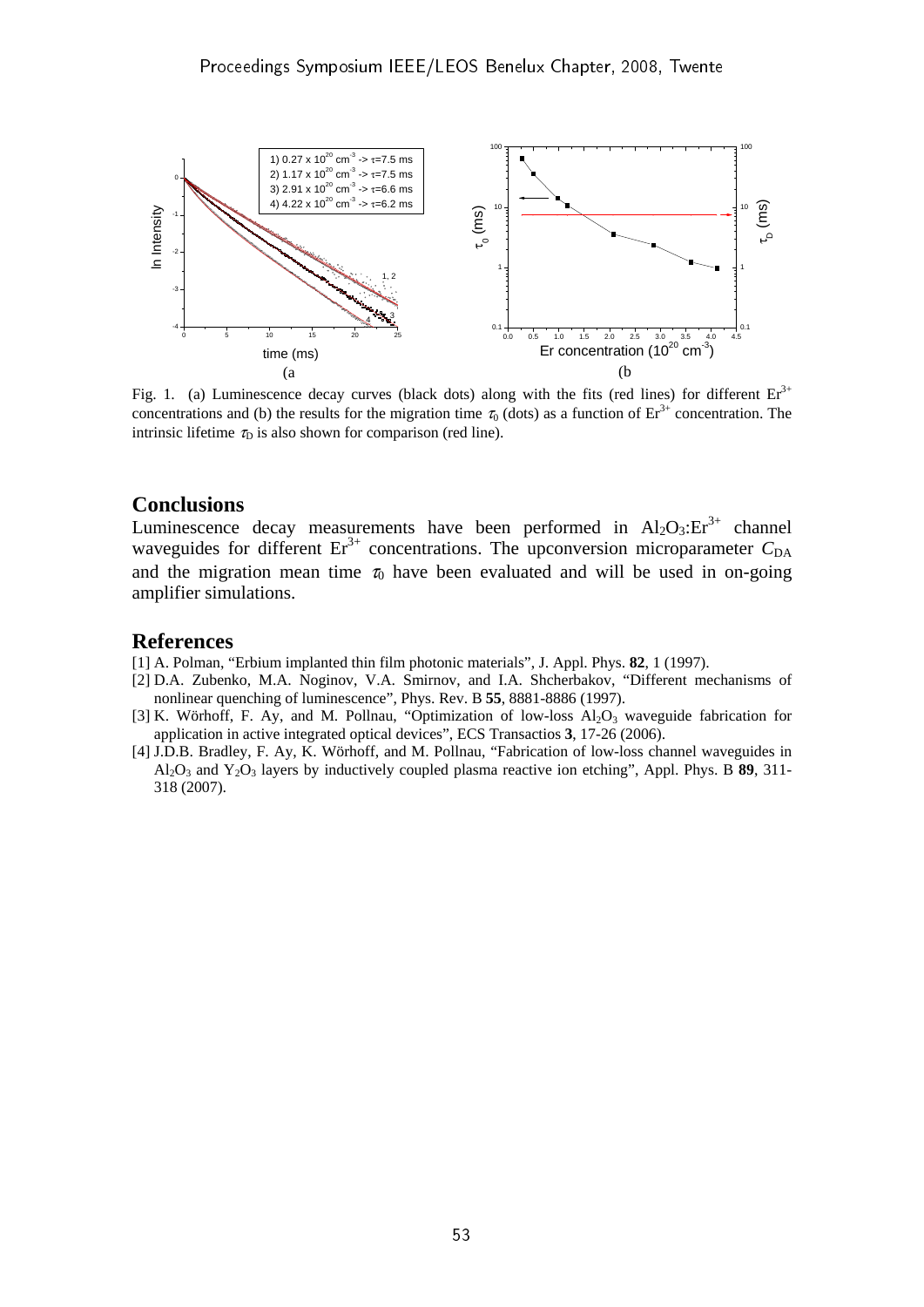1) 0.27 x 10$^{20}$ cm$^{-3}$ -> τ=7.5 ms
2) 1.17 x 10$^{20}$ cm$^{-3}$ -> τ=7.5 ms
3) 2.91 x 10$^{20}$ cm$^{-3}$ -> τ=6.6 ms
4) 4.22 x 10$^{20}$ cm$^{-3}$ -> τ=6.2 ms

ln Intensity

time (ms)

(a

$\tau_0$ (ms)

$\tau_D$ (ms)

Er concentration (10$^{20}$ cm$^{-3}$)

(b

Fig. 1. (a) Luminescence decay curves (black dots) along with the fits (red lines) for different $Er^{3+}$ concentrations and (b) the results for the migration time $\tau_0$ (dots) as a function of $Er^{3+}$ concentration. The intrinsic lifetime $\tau_D$ is also shown for comparison (red line).

## Conclusions

Luminescence decay measurements have been performed in $Al_2O_3$:$Er^{3+}$ channel waveguides for different $Er^{3+}$ concentrations. The upconversion microparameter $C_{DA}$ and the migration mean time $\tau_0$ have been evaluated and will be used in on-going amplifier simulations.

## References

[1] A. Polman, "Erbium implanted thin film photonic materials", J. Appl. Phys. **82**, 1 (1997).

[2] D.A. Zubenko, M.A. Noginov, V.A. Smirnov, and I.A. Shcherbakov, "Different mechanisms of nonlinear quenching of luminescence", Phys. Rev. B **55**, 8881-8886 (1997).

[3] K. Wörhoff, F. Ay, and M. Pollnau, "Optimization of low-loss $Al_2O_3$ waveguide fabrication for application in active integrated optical devices", ECS Transactios **3**, 17-26 (2006).

[4] J.D.B. Bradley, F. Ay, K. Wörhoff, and M. Pollnau, "Fabrication of low-loss channel waveguides in $Al_2O_3$ and $Y_2O_3$ layers by inductively coupled plasma reactive ion etching", Appl. Phys. B **89**, 311-318 (2007).